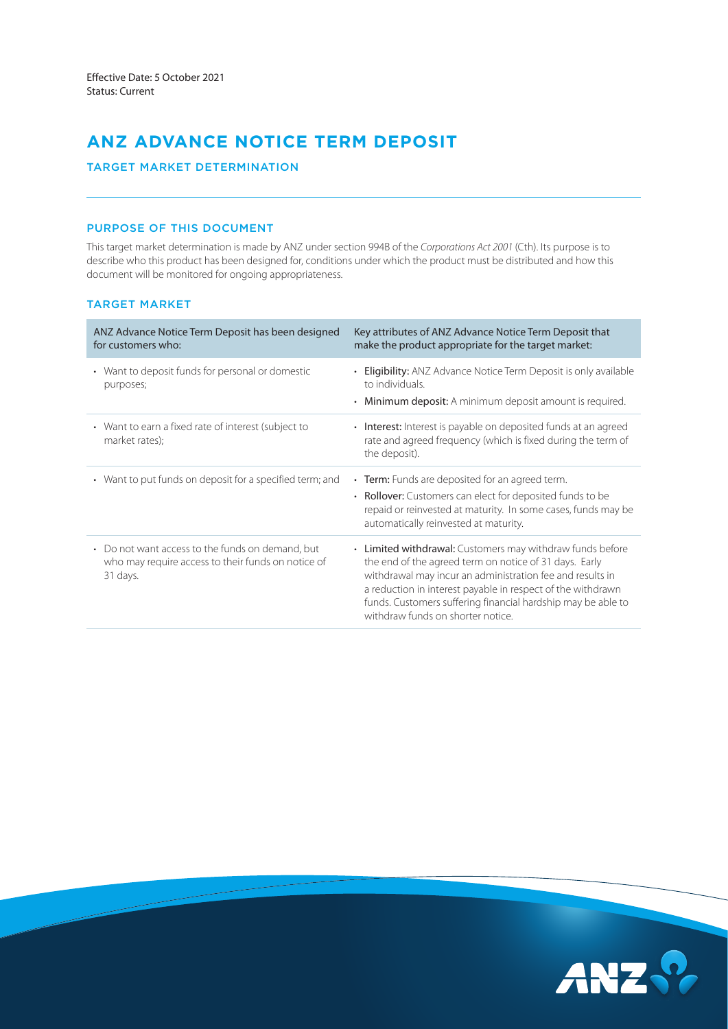Effective Date: 5 October 2021
Status: Current

# ANZ ADVANCE NOTICE TERM DEPOSIT

## TARGET MARKET DETERMINATION

### PURPOSE OF THIS DOCUMENT

This target market determination is made by ANZ under section 994B of the *Corporations Act 2001* (Cth). Its purpose is to describe who this product has been designed for, conditions under which the product must be distributed and how this document will be monitored for ongoing appropriateness.

### TARGET MARKET

| ANZ Advance Notice Term Deposit has been designed for customers who: | Key attributes of ANZ Advance Notice Term Deposit that make the product appropriate for the target market: |
| --- | --- |
| • Want to deposit funds for personal or domestic purposes; | • **Eligibility:** ANZ Advance Notice Term Deposit is only available to individuals.<br>• **Minimum deposit:** A minimum deposit amount is required. |
| • Want to earn a fixed rate of interest (subject to market rates); | • **Interest:** Interest is payable on deposited funds at an agreed rate and agreed frequency (which is fixed during the term of the deposit). |
| • Want to put funds on deposit for a specified term; and | • **Term:** Funds are deposited for an agreed term.<br>• **Rollover:** Customers can elect for deposited funds to be repaid or reinvested at maturity. In some cases, funds may be automatically reinvested at maturity. |
| • Do not want access to the funds on demand, but who may require access to their funds on notice of 31 days. | • **Limited withdrawal:** Customers may withdraw funds before the end of the agreed term on notice of 31 days. Early withdrawal may incur an administration fee and results in a reduction in interest payable in respect of the withdrawn funds. Customers suffering financial hardship may be able to withdraw funds on shorter notice. |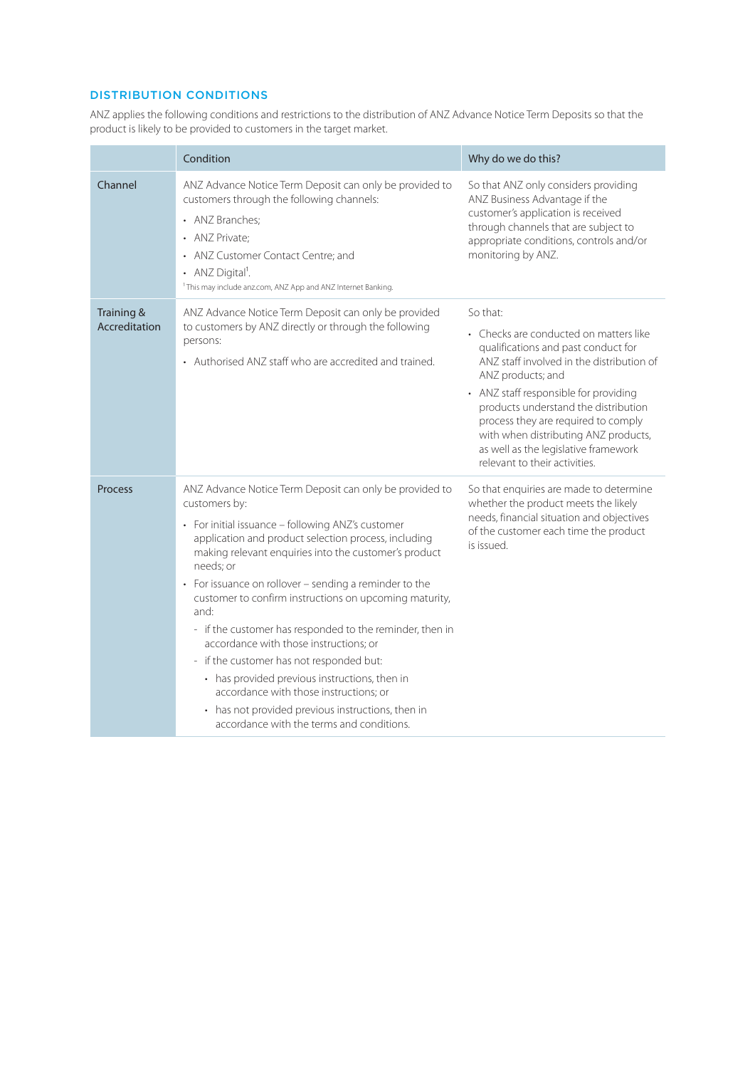## DISTRIBUTION CONDITIONS

ANZ applies the following conditions and restrictions to the distribution of ANZ Advance Notice Term Deposits so that the product is likely to be provided to customers in the target market.

| | Condition | Why do we do this? |
|---|---|---|
| Channel | ANZ Advance Notice Term Deposit can only be provided to customers through the following channels:<br>• ANZ Branches;<br>• ANZ Private;<br>• ANZ Customer Contact Centre; and<br>• ANZ Digital[1].<br>[1] This may include anz.com, ANZ App and ANZ Internet Banking. | So that ANZ only considers providing ANZ Business Advantage if the customer's application is received through channels that are subject to appropriate conditions, controls and/or monitoring by ANZ. |
| Training & Accreditation | ANZ Advance Notice Term Deposit can only be provided to customers by ANZ directly or through the following persons:<br>• Authorised ANZ staff who are accredited and trained. | So that:<br>• Checks are conducted on matters like qualifications and past conduct for ANZ staff involved in the distribution of ANZ products; and<br>• ANZ staff responsible for providing products understand the distribution process they are required to comply with when distributing ANZ products, as well as the legislative framework relevant to their activities. |
| Process | ANZ Advance Notice Term Deposit can only be provided to customers by:<br>• For initial issuance – following ANZ's customer application and product selection process, including making relevant enquiries into the customer's product needs; or<br>• For issuance on rollover – sending a reminder to the customer to confirm instructions on upcoming maturity, and:<br>  - if the customer has responded to the reminder, then in accordance with those instructions; or<br>  - if the customer has not responded but:<br>    • has provided previous instructions, then in accordance with those instructions; or<br>    • has not provided previous instructions, then in accordance with the terms and conditions. | So that enquiries are made to determine whether the product meets the likely needs, financial situation and objectives of the customer each time the product is issued. |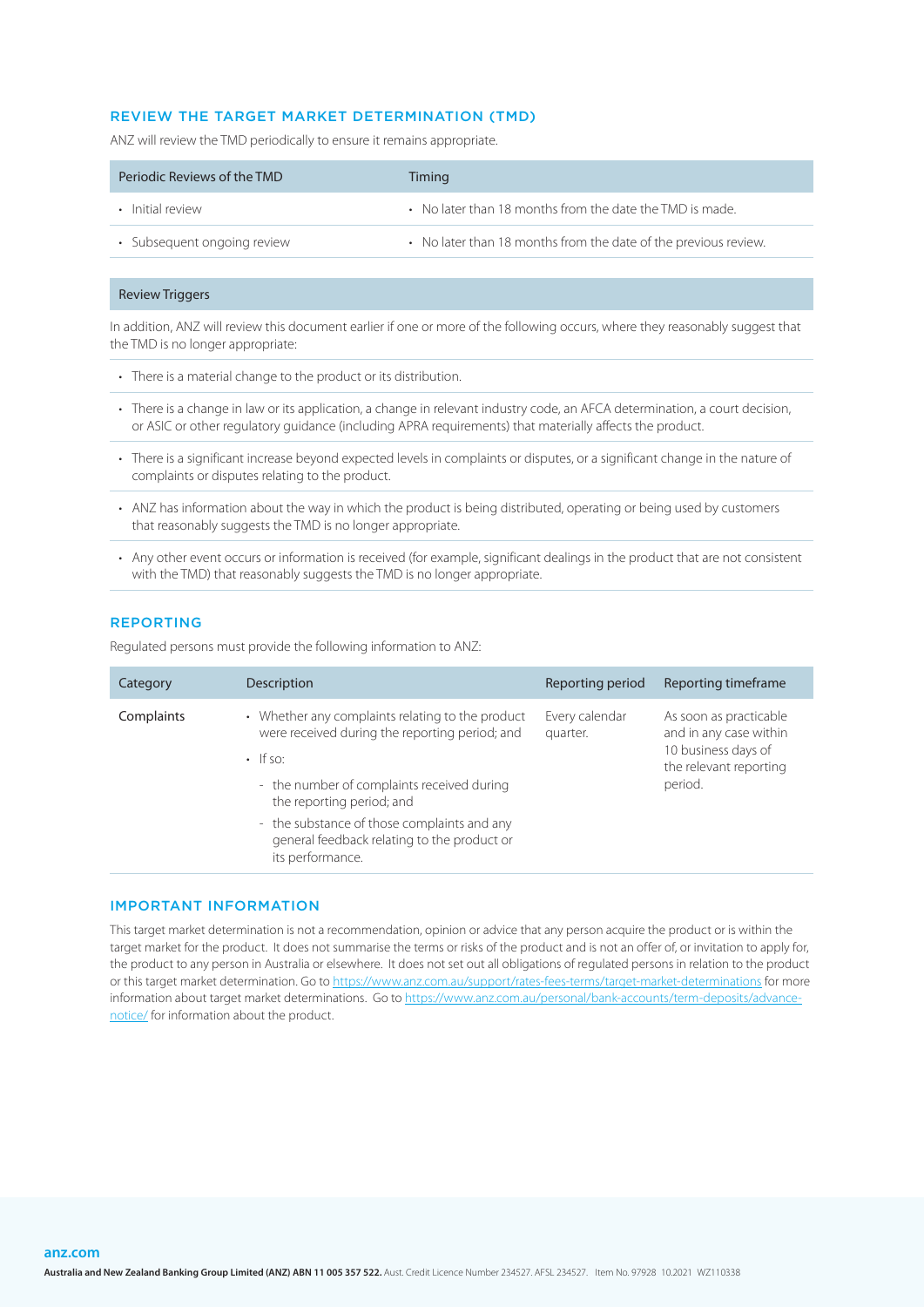## REVIEW THE TARGET MARKET DETERMINATION (TMD)

ANZ will review the TMD periodically to ensure it remains appropriate.

| Periodic Reviews of the TMD | Timing |
|---|---|
| • Initial review | • No later than 18 months from the date the TMD is made. |
| • Subsequent ongoing review | • No later than 18 months from the date of the previous review. |

**Review Triggers**

In addition, ANZ will review this document earlier if one or more of the following occurs, where they reasonably suggest that the TMD is no longer appropriate:

- There is a material change to the product or its distribution.
- There is a change in law or its application, a change in relevant industry code, an AFCA determination, a court decision, or ASIC or other regulatory guidance (including APRA requirements) that materially affects the product.
- There is a significant increase beyond expected levels in complaints or disputes, or a significant change in the nature of complaints or disputes relating to the product.
- ANZ has information about the way in which the product is being distributed, operating or being used by customers that reasonably suggests the TMD is no longer appropriate.
- Any other event occurs or information is received (for example, significant dealings in the product that are not consistent with the TMD) that reasonably suggests the TMD is no longer appropriate.

## REPORTING

Regulated persons must provide the following information to ANZ:

| Category | Description | Reporting period | Reporting timeframe |
|---|---|---|---|
| Complaints | • Whether any complaints relating to the product were received during the reporting period; and<br>• If so:<br>- the number of complaints received during the reporting period; and<br>- the substance of those complaints and any general feedback relating to the product or its performance. | Every calendar quarter. | As soon as practicable and in any case within 10 business days of the relevant reporting period. |

## IMPORTANT INFORMATION

This target market determination is not a recommendation, opinion or advice that any person acquire the product or is within the target market for the product. It does not summarise the terms or risks of the product and is not an offer of, or invitation to apply for, the product to any person in Australia or elsewhere. It does not set out all obligations of regulated persons in relation to the product or this target market determination. Go to https://www.anz.com.au/support/rates-fees-terms/target-market-determinations for more information about target market determinations. Go to https://www.anz.com.au/personal/bank-accounts/term-deposits/advance-notice/ for information about the product.

**anz.com**

**Australia and New Zealand Banking Group Limited (ANZ) ABN 11 005 357 522.** Aust. Credit Licence Number 234527. AFSL 234527. Item No. 97928 10.2021 WZ110338